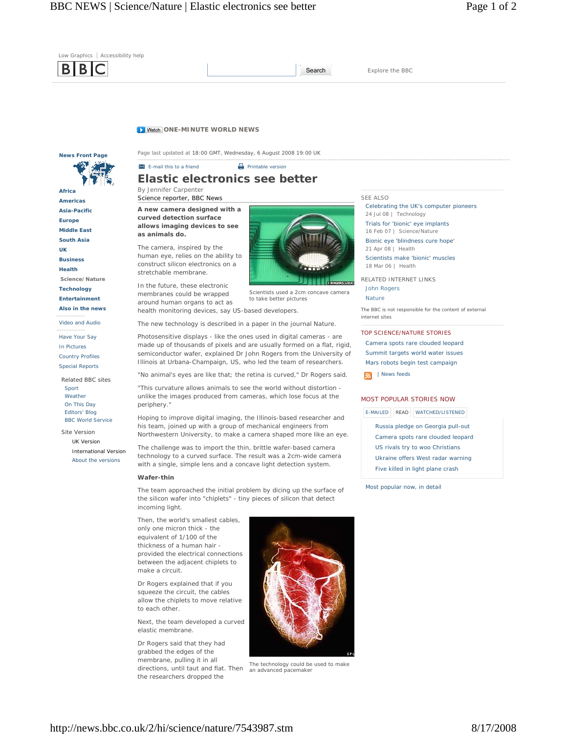Low Graphics | Accessibility help

Search

Explore the BBC

Watch ONE-MINUTE WORLD NEWS

News Front Page

- Africa
- Americas
- Asia-Pacific
- Europe
- Middle East
- South Asia
- UK
- Business
- Health
- Science/ Nature
- Technology
- Entertainment
- Also in the news

Video and Audio

- Have Your Say
- In Pictures
- Country Profiles
- Special Reports

Related BBC sites

- Sport
- Weather
- On This Day
- Editors' Blog
- BBC World Service

Site Version

- UK Version
- International Version
- About the versions

Page last updated at 18:00 GMT, Wednesday, 6 August 2008 19:00 UK

E-mail this to a friend | Printable version

# Elastic electronics see better

By Jennifer Carpenter
Science reporter, BBC News

**A new camera designed with a curved detection surface allows imaging devices to see as animals do.**

The camera, inspired by the human eye, relies on the ability to construct silicon electronics on a stretchable membrane.

In the future, these electronic membranes could be wrapped around human organs to act as health monitoring devices, say US-based developers.

Scientists used a 2cm concave camera to take better pictures

The new technology is described in a paper in the journal Nature.

Photosensitive displays - like the ones used in digital cameras - are made up of thousands of pixels and are usually formed on a flat, rigid, semiconductor wafer, explained Dr John Rogers from the University of Illinois at Urbana-Champaign, US, who led the team of researchers.

"No animal's eyes are like that; the retina is curved," Dr Rogers said.

"This curvature allows animals to see the world without distortion - unlike the images produced from cameras, which lose focus at the periphery."

Hoping to improve digital imaging, the Illinois-based researcher and his team, joined up with a group of mechanical engineers from Northwestern University, to make a camera shaped more like an eye.

The challenge was to import the thin, brittle wafer-based camera technology to a curved surface. The result was a 2cm-wide camera with a single, simple lens and a concave light detection system.

**Wafer-thin**

The team approached the initial problem by dicing up the surface of the silicon wafer into "chiplets" - tiny pieces of silicon that detect incoming light.

Then, the world's smallest cables, only one micron thick - the equivalent of 1/100 of the thickness of a human hair - provided the electrical connections between the adjacent chiplets to make a circuit.

Dr Rogers explained that if you squeeze the circuit, the cables allow the chiplets to move relative to each other.

Next, the team developed a curved elastic membrane.

Dr Rogers said that they had grabbed the edges of the membrane, pulling it in all directions, until taut and flat. Then the researchers dropped the

The technology could be used to make an advanced pacemaker

SEE ALSO

- Celebrating the UK's computer pioneers
  24 Jul 08 | Technology
- Trials for 'bionic' eye implants
  16 Feb 07 | Science/Nature
- Bionic eye 'blindness cure hope'
  21 Apr 08 | Health
- Scientists make 'bionic' muscles
  18 Mar 06 | Health

RELATED INTERNET LINKS

- John Rogers
- Nature

The BBC is not responsible for the content of external internet sites

TOP SCIENCE/NATURE STORIES

- Camera spots rare clouded leopard
- Summit targets world water issues
- Mars robots begin test campaign

| News feeds

MOST POPULAR STORIES NOW

E-MAILED | READ | WATCHED/LISTENED

- Russia pledge on Georgia pull-out
- Camera spots rare clouded leopard
- US rivals try to woo Christians
- Ukraine offers West radar warning
- Five killed in light plane crash

Most popular now, in detail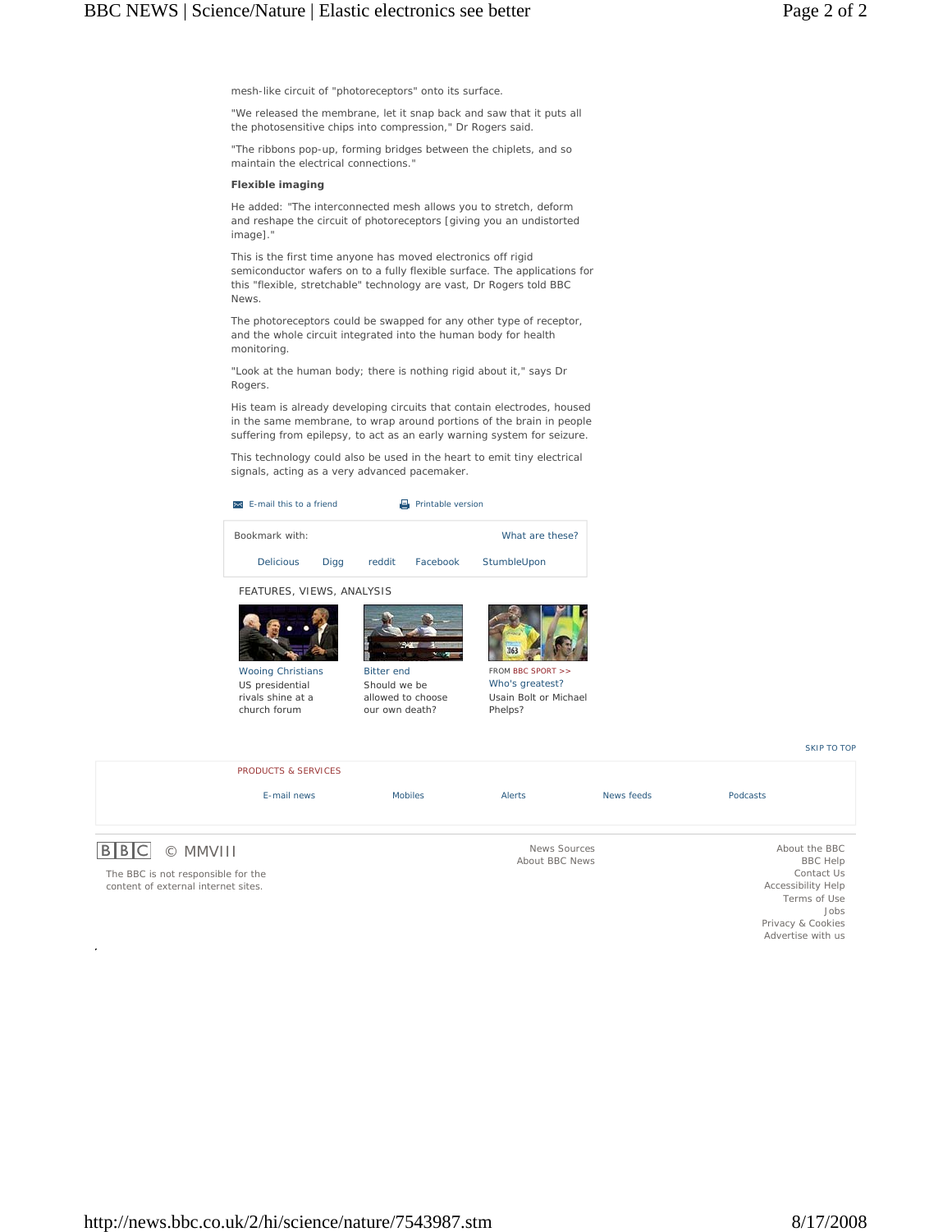mesh-like circuit of "photoreceptors" onto its surface.

"We released the membrane, let it snap back and saw that it puts all the photosensitive chips into compression," Dr Rogers said.

"The ribbons pop-up, forming bridges between the chiplets, and so maintain the electrical connections."

**Flexible imaging**

He added: "The interconnected mesh allows you to stretch, deform and reshape the circuit of photoreceptors [giving you an undistorted image]."

This is the first time anyone has moved electronics off rigid semiconductor wafers on to a fully flexible surface. The applications for this "flexible, stretchable" technology are vast, Dr Rogers told BBC News.

The photoreceptors could be swapped for any other type of receptor, and the whole circuit integrated into the human body for health monitoring.

"Look at the human body; there is nothing rigid about it," says Dr Rogers.

His team is already developing circuits that contain electrodes, housed in the same membrane, to wrap around portions of the brain in people suffering from epilepsy, to act as an early warning system for seizure.

This technology could also be used in the heart to emit tiny electrical signals, acting as a very advanced pacemaker.

E-mail this to a friend    Printable version

Bookmark with: What are these?

Delicious  Digg  reddit  Facebook  StumbleUpon

FEATURES, VIEWS, ANALYSIS

Wooing Christians
US presidential rivals shine at a church forum

Bitter end
Should we be allowed to choose our own death?

FROM BBC SPORT >>
Who's greatest?
Usain Bolt or Michael Phelps?

SKIP TO TOP

PRODUCTS & SERVICES

E-mail news  Mobiles  Alerts  News feeds  Podcasts

BBC © MMVIII

The BBC is not responsible for the content of external internet sites.

News Sources
About BBC News

About the BBC
BBC Help
Contact Us
Accessibility Help
Terms of Use
Jobs
Privacy & Cookies
Advertise with us